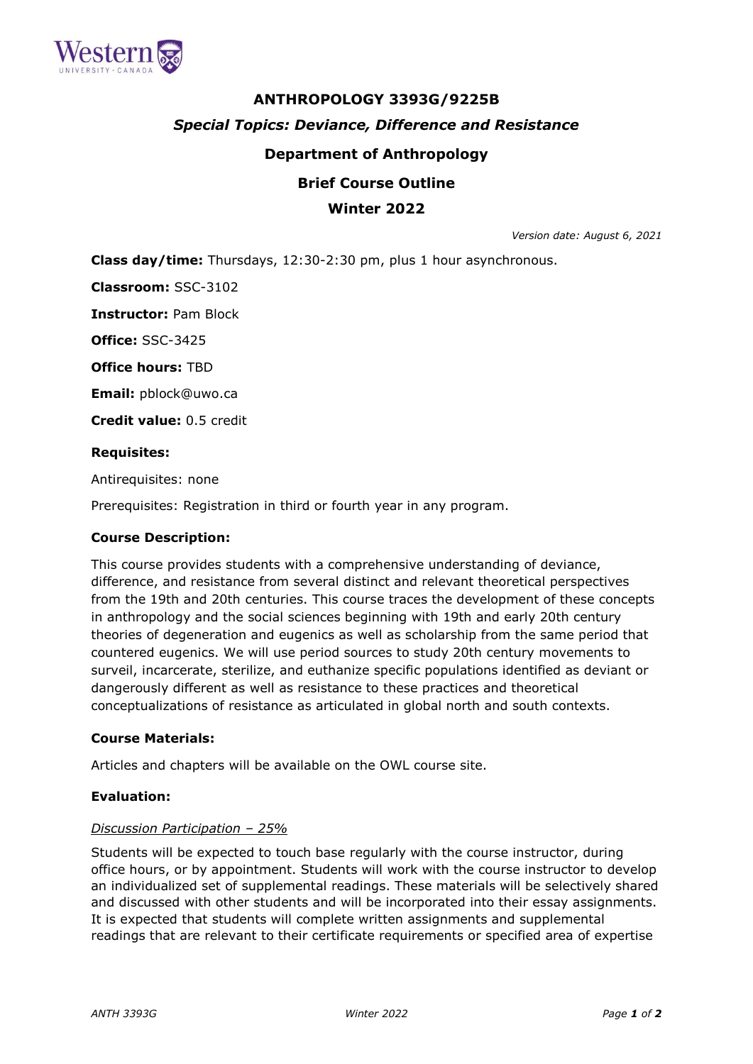# ANTHROPOLOGY 3393G/9225B

## *Special Topics: Deviance, Difference and Resistance*

## Department of Anthropology

## Brief Course Outline

## Winter 2022

*Version date: August 6, 2021*

**Class day/time:** Thursdays, 12:30-2:30 pm, plus 1 hour asynchronous.

**Classroom:** SSC-3102

**Instructor:** Pam Block

**Office:** SSC-3425

**Office hours:** TBD

**Email:** pblock@uwo.ca

**Credit value:** 0.5 credit

**Requisites:**

Antirequisites: none

Prerequisites: Registration in third or fourth year in any program.

**Course Description:**

This course provides students with a comprehensive understanding of deviance, difference, and resistance from several distinct and relevant theoretical perspectives from the 19th and 20th centuries. This course traces the development of these concepts in anthropology and the social sciences beginning with 19th and early 20th century theories of degeneration and eugenics as well as scholarship from the same period that countered eugenics. We will use period sources to study 20th century movements to surveil, incarcerate, sterilize, and euthanize specific populations identified as deviant or dangerously different as well as resistance to these practices and theoretical conceptualizations of resistance as articulated in global north and south contexts.

**Course Materials:**

Articles and chapters will be available on the OWL course site.

**Evaluation:**

*Discussion Participation – 25%*

Students will be expected to touch base regularly with the course instructor, during office hours, or by appointment. Students will work with the course instructor to develop an individualized set of supplemental readings. These materials will be selectively shared and discussed with other students and will be incorporated into their essay assignments. It is expected that students will complete written assignments and supplemental readings that are relevant to their certificate requirements or specified area of expertise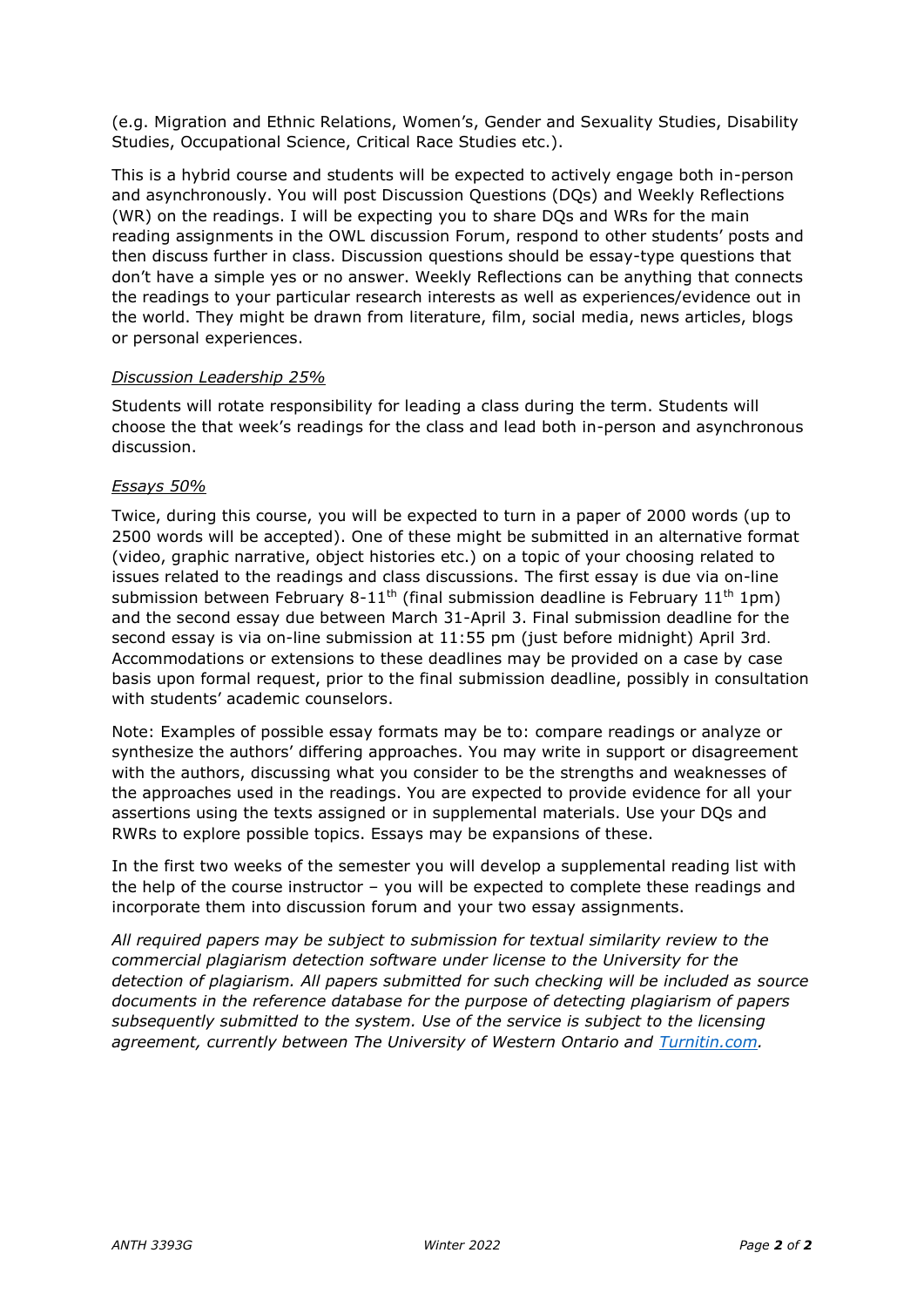(e.g. Migration and Ethnic Relations, Women's, Gender and Sexuality Studies, Disability Studies, Occupational Science, Critical Race Studies etc.).

This is a hybrid course and students will be expected to actively engage both in-person and asynchronously. You will post Discussion Questions (DQs) and Weekly Reflections (WR) on the readings. I will be expecting you to share DQs and WRs for the main reading assignments in the OWL discussion Forum, respond to other students' posts and then discuss further in class. Discussion questions should be essay-type questions that don't have a simple yes or no answer. Weekly Reflections can be anything that connects the readings to your particular research interests as well as experiences/evidence out in the world. They might be drawn from literature, film, social media, news articles, blogs or personal experiences.

*Discussion Leadership 25%*

Students will rotate responsibility for leading a class during the term. Students will choose the that week's readings for the class and lead both in-person and asynchronous discussion.

*Essays 50%*

Twice, during this course, you will be expected to turn in a paper of 2000 words (up to 2500 words will be accepted). One of these might be submitted in an alternative format (video, graphic narrative, object histories etc.) on a topic of your choosing related to issues related to the readings and class discussions. The first essay is due via on-line submission between February 8-11th (final submission deadline is February 11th 1pm) and the second essay due between March 31-April 3. Final submission deadline for the second essay is via on-line submission at 11:55 pm (just before midnight) April 3rd. Accommodations or extensions to these deadlines may be provided on a case by case basis upon formal request, prior to the final submission deadline, possibly in consultation with students' academic counselors.

Note: Examples of possible essay formats may be to: compare readings or analyze or synthesize the authors' differing approaches. You may write in support or disagreement with the authors, discussing what you consider to be the strengths and weaknesses of the approaches used in the readings. You are expected to provide evidence for all your assertions using the texts assigned or in supplemental materials. Use your DQs and RWRs to explore possible topics. Essays may be expansions of these.

In the first two weeks of the semester you will develop a supplemental reading list with the help of the course instructor – you will be expected to complete these readings and incorporate them into discussion forum and your two essay assignments.

*All required papers may be subject to submission for textual similarity review to the commercial plagiarism detection software under license to the University for the detection of plagiarism. All papers submitted for such checking will be included as source documents in the reference database for the purpose of detecting plagiarism of papers subsequently submitted to the system. Use of the service is subject to the licensing agreement, currently between The University of Western Ontario and [Turnitin.com](Turnitin.com).*